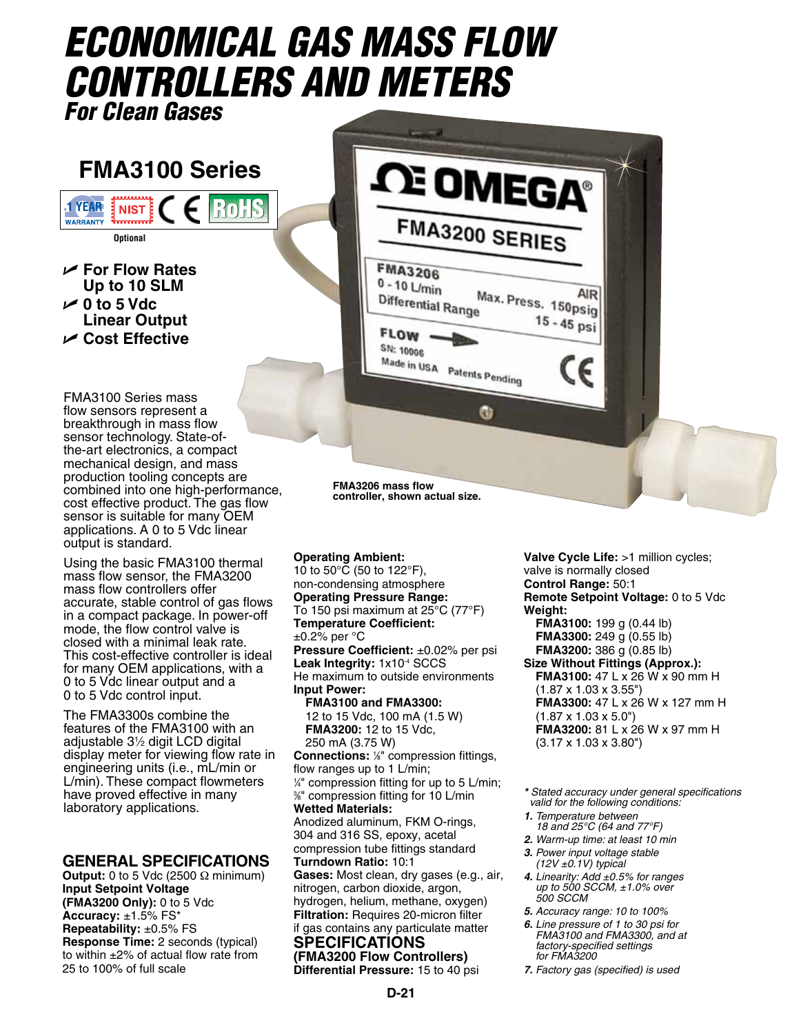# ECONOMICAL GAS MASS FLOW CONTROLLERS AND METERS

## For Clean Gases

## FMA3100 Series

1 YEAR WARRANTY | NIST | CE | RoHS

Optional

- For Flow Rates Up to 10 SLM
- 0 to 5 Vdc Linear Output
- Cost Effective

FMA3206 mass flow controller, shown actual size.

FMA3100 Series mass flow sensors represent a breakthrough in mass flow sensor technology. State-of-the-art electronics, a compact mechanical design, and mass production tooling concepts are combined into one high-performance, cost effective product. The gas flow sensor is suitable for many OEM applications. A 0 to 5 Vdc linear output is standard.

Using the basic FMA3100 thermal mass flow sensor, the FMA3200 mass flow controllers offer accurate, stable control of gas flows in a compact package. In power-off mode, the flow control valve is closed with a minimal leak rate. This cost-effective controller is ideal for many OEM applications, with a 0 to 5 Vdc linear output and a 0 to 5 Vdc control input.

The FMA3300s combine the features of the FMA3100 with an adjustable 3½ digit LCD digital display meter for viewing flow rate in engineering units (i.e., mL/min or L/min). These compact flowmeters have proved effective in many laboratory applications.

## GENERAL SPECIFICATIONS

**Output:** 0 to 5 Vdc (2500 Ω minimum)
**Input Setpoint Voltage (FMA3200 Only):** 0 to 5 Vdc
**Accuracy:** ±1.5% FS*
**Repeatability:** ±0.5% FS
**Response Time:** 2 seconds (typical) to within ±2% of actual flow rate from 25 to 100% of full scale
**Operating Ambient:** 10 to 50°C (50 to 122°F), non-condensing atmosphere
**Operating Pressure Range:** To 150 psi maximum at 25°C (77°F)
**Temperature Coefficient:** ±0.2% per °C
**Pressure Coefficient:** ±0.02% per psi
**Leak Integrity:** $1x10^{-4}$ SCCS He maximum to outside environments
**Input Power:**
**FMA3100 and FMA3300:** 12 to 15 Vdc, 100 mA (1.5 W)
**FMA3200:** 12 to 15 Vdc, 250 mA (3.75 W)
**Connections:** ⅛" compression fittings, flow ranges up to 1 L/min; ¼" compression fitting for up to 5 L/min; ⅜" compression fitting for 10 L/min
**Wetted Materials:** Anodized aluminum, FKM O-rings, 304 and 316 SS, epoxy, acetal compression tube fittings standard
**Turndown Ratio:** 10:1
**Gases:** Most clean, dry gases (e.g., air, nitrogen, carbon dioxide, argon, hydrogen, helium, methane, oxygen)
**Filtration:** Requires 20-micron filter if gas contains any particulate matter

## SPECIFICATIONS (FMA3200 Flow Controllers)

**Differential Pressure:** 15 to 40 psi
**Valve Cycle Life:** >1 million cycles; valve is normally closed
**Control Range:** 50:1
**Remote Setpoint Voltage:** 0 to 5 Vdc
**Weight:**
**FMA3100:** 199 g (0.44 lb)
**FMA3300:** 249 g (0.55 lb)
**FMA3200:** 386 g (0.85 lb)
**Size Without Fittings (Approx.):**
**FMA3100:** 47 L x 26 W x 90 mm H (1.87 x 1.03 x 3.55")
**FMA3300:** 47 L x 26 W x 127 mm H (1.87 x 1.03 x 5.0")
**FMA3200:** 81 L x 26 W x 97 mm H (3.17 x 1.03 x 3.80")

*\* Stated accuracy under general specifications valid for the following conditions:*

1. *Temperature between 18 and 25°C (64 and 77°F)*
2. *Warm-up time: at least 10 min*
3. *Power input voltage stable (12V ±0.1V) typical*
4. *Linearity: Add ±0.5% for ranges up to 500 SCCM, ±1.0% over 500 SCCM*
5. *Accuracy range: 10 to 100%*
6. *Line pressure of 1 to 30 psi for FMA3100 and FMA3300, and at factory-specified settings for FMA3200*
7. *Factory gas (specified) is used*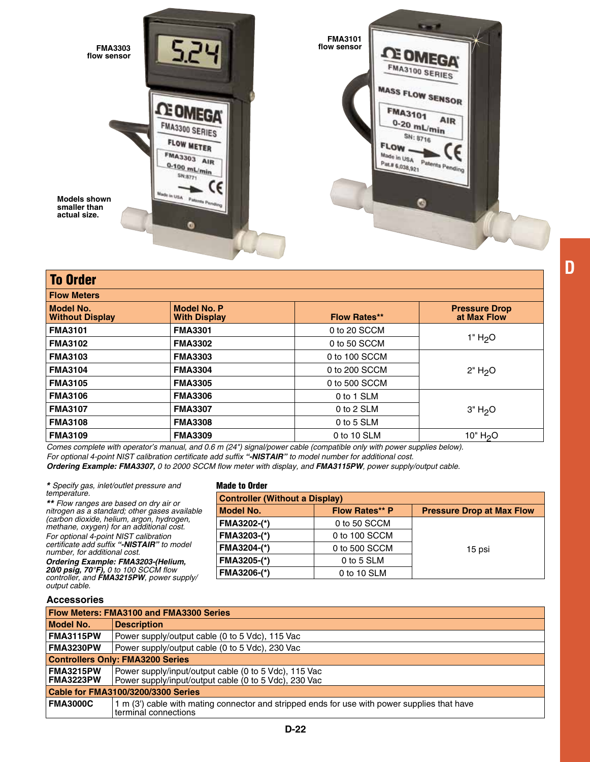FMA3303 flow sensor

FMA3101 flow sensor

Models shown smaller than actual size.

## To Order

### Flow Meters

| Model No. Without Display | Model No. P With Display | Flow Rates** | Pressure Drop at Max Flow |
|---|---|---|---|
| **FMA3101** | **FMA3301** | 0 to 20 SCCM | 1" $H_2O$ |
| **FMA3102** | **FMA3302** | 0 to 50 SCCM | |
| **FMA3103** | **FMA3303** | 0 to 100 SCCM | 2" $H_2O$ |
| **FMA3104** | **FMA3304** | 0 to 200 SCCM | |
| **FMA3105** | **FMA3305** | 0 to 500 SCCM | |
| **FMA3106** | **FMA3306** | 0 to 1 SLM | 3" $H_2O$ |
| **FMA3107** | **FMA3307** | 0 to 2 SLM | |
| **FMA3108** | **FMA3308** | 0 to 5 SLM | |
| **FMA3109** | **FMA3309** | 0 to 10 SLM | 10" $H_2O$ |

*Comes complete with operator's manual, and 0.6 m (24") signal/power cable (compatible only with power supplies below).*
*For optional 4-point NIST calibration certificate add suffix **"-NISTAIR"** to model number for additional cost.*
***Ordering Example: FMA3307,** 0 to 2000 SCCM flow meter with display, and **FMA3115PW**, power supply/output cable.*

*** Specify gas, inlet/outlet pressure and temperature.*
***** Flow ranges are based on dry air or nitrogen as a standard; other gases available (carbon dioxide, helium, argon, hydrogen, methane, oxygen) for an additional cost.*
*For optional 4-point NIST calibration certificate add suffix **"-NISTAIR"** to model number, for additional cost.*
***Ordering Example: FMA3203-(Helium, 20/0 psig, 70°F),** 0 to 100 SCCM flow controller, and **FMA3215PW**, power supply/output cable.*

### Made to Order

**Controller (Without a Display)**

| Model No. | Flow Rates** P | Pressure Drop at Max Flow |
|---|---|---|
| **FMA3202-(*)** | 0 to 50 SCCM | 15 psi |
| **FMA3203-(*)** | 0 to 100 SCCM | |
| **FMA3204-(*)** | 0 to 500 SCCM | |
| **FMA3205-(*)** | 0 to 5 SLM | |
| **FMA3206-(*)** | 0 to 10 SLM | |

### Accessories

| Model No. | Description |
|---|---|
| **Flow Meters: FMA3100 and FMA3300 Series** | |
| **FMA3115PW** | Power supply/output cable (0 to 5 Vdc), 115 Vac |
| **FMA3230PW** | Power supply/output cable (0 to 5 Vdc), 230 Vac |
| **Controllers Only: FMA3200 Series** | |
| **FMA3215PW** | Power supply/input/output cable (0 to 5 Vdc), 115 Vac |
| **FMA3223PW** | Power supply/input/output cable (0 to 5 Vdc), 230 Vac |
| **Cable for FMA3100/3200/3300 Series** | |
| **FMA3000C** | 1 m (3') cable with mating connector and stripped ends for use with power supplies that have terminal connections |